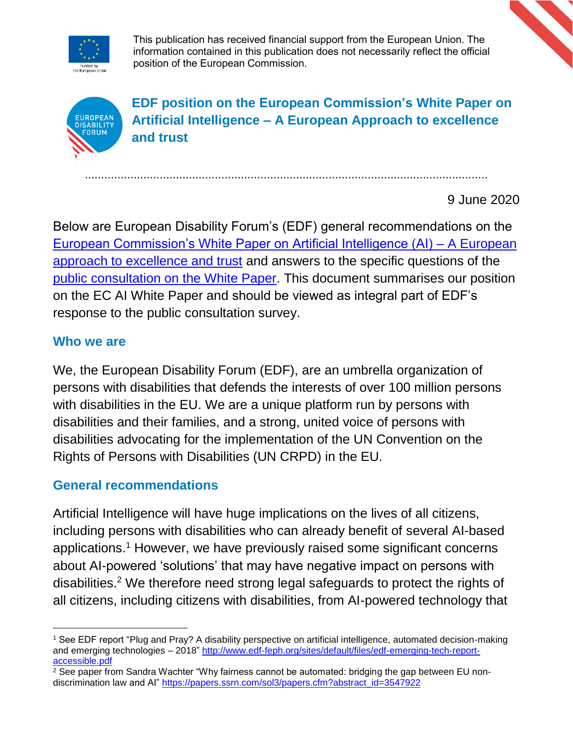This publication has received financial support from the European Union. The information contained in this publication does not necessarily reflect the official position of the European Commission.

# EDF position on the European Commission's White Paper on Artificial Intelligence – A European Approach to excellence and trust

9 June 2020

Below are European Disability Forum's (EDF) general recommendations on the European Commission's White Paper on Artificial Intelligence (AI) – A European approach to excellence and trust and answers to the specific questions of the public consultation on the White Paper. This document summarises our position on the EC AI White Paper and should be viewed as integral part of EDF's response to the public consultation survey.

## Who we are

We, the European Disability Forum (EDF), are an umbrella organization of persons with disabilities that defends the interests of over 100 million persons with disabilities in the EU. We are a unique platform run by persons with disabilities and their families, and a strong, united voice of persons with disabilities advocating for the implementation of the UN Convention on the Rights of Persons with Disabilities (UN CRPD) in the EU.

## General recommendations

Artificial Intelligence will have huge implications on the lives of all citizens, including persons with disabilities who can already benefit of several AI-based applications.[1] However, we have previously raised some significant concerns about AI-powered 'solutions' that may have negative impact on persons with disabilities.[2] We therefore need strong legal safeguards to protect the rights of all citizens, including citizens with disabilities, from AI-powered technology that

[1] See EDF report "Plug and Pray? A disability perspective on artificial intelligence, automated decision-making and emerging technologies – 2018" http://www.edf-feph.org/sites/default/files/edf-emerging-tech-report-accessible.pdf

[2] See paper from Sandra Wachter "Why fairness cannot be automated: bridging the gap between EU non-discrimination law and AI" https://papers.ssrn.com/sol3/papers.cfm?abstract_id=3547922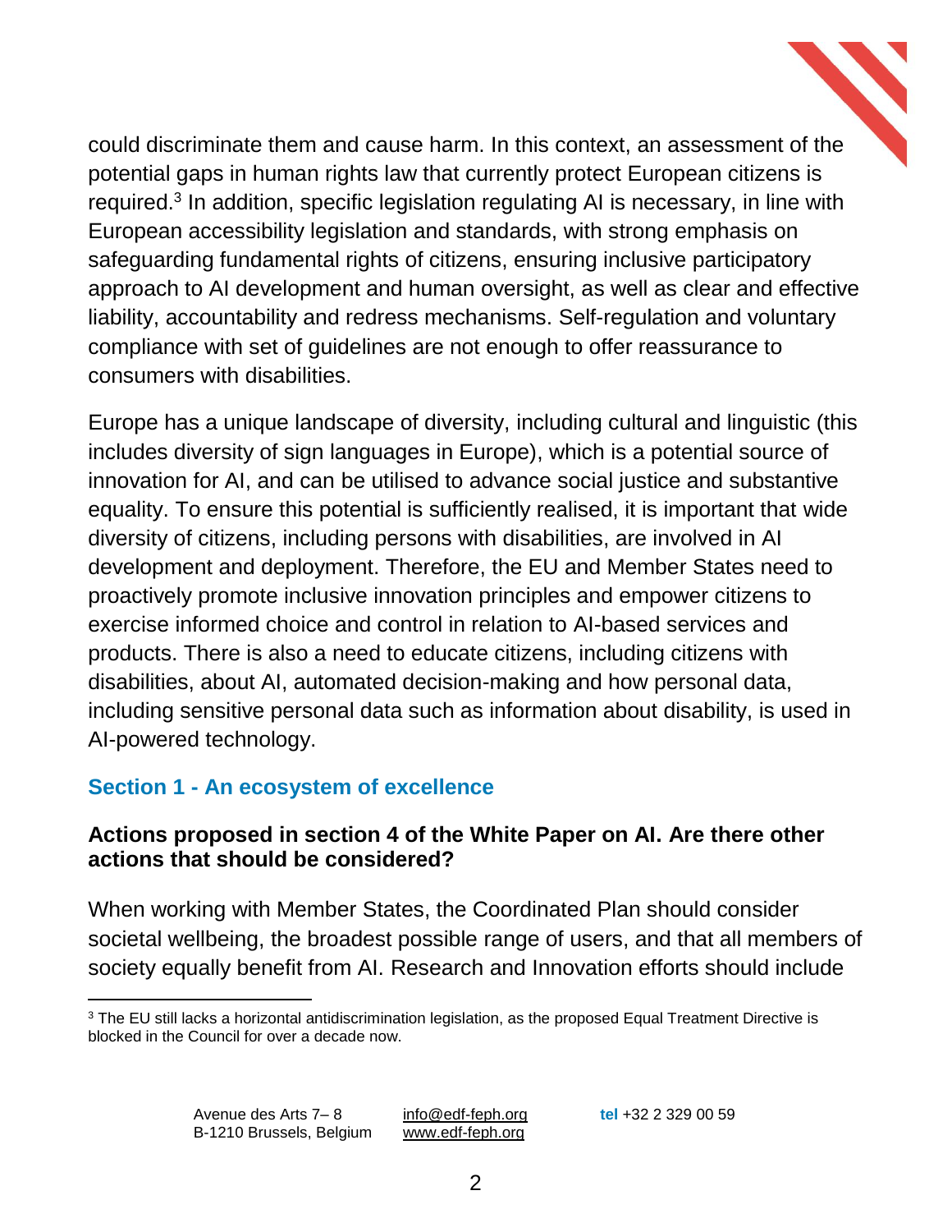could discriminate them and cause harm. In this context, an assessment of the potential gaps in human rights law that currently protect European citizens is required.[3] In addition, specific legislation regulating AI is necessary, in line with European accessibility legislation and standards, with strong emphasis on safeguarding fundamental rights of citizens, ensuring inclusive participatory approach to AI development and human oversight, as well as clear and effective liability, accountability and redress mechanisms. Self-regulation and voluntary compliance with set of guidelines are not enough to offer reassurance to consumers with disabilities.

Europe has a unique landscape of diversity, including cultural and linguistic (this includes diversity of sign languages in Europe), which is a potential source of innovation for AI, and can be utilised to advance social justice and substantive equality. To ensure this potential is sufficiently realised, it is important that wide diversity of citizens, including persons with disabilities, are involved in AI development and deployment. Therefore, the EU and Member States need to proactively promote inclusive innovation principles and empower citizens to exercise informed choice and control in relation to AI-based services and products. There is also a need to educate citizens, including citizens with disabilities, about AI, automated decision-making and how personal data, including sensitive personal data such as information about disability, is used in AI-powered technology.

## Section 1 - An ecosystem of excellence

### Actions proposed in section 4 of the White Paper on AI. Are there other actions that should be considered?

When working with Member States, the Coordinated Plan should consider societal wellbeing, the broadest possible range of users, and that all members of society equally benefit from AI. Research and Innovation efforts should include

[3] The EU still lacks a horizontal antidiscrimination legislation, as the proposed Equal Treatment Directive is blocked in the Council for over a decade now.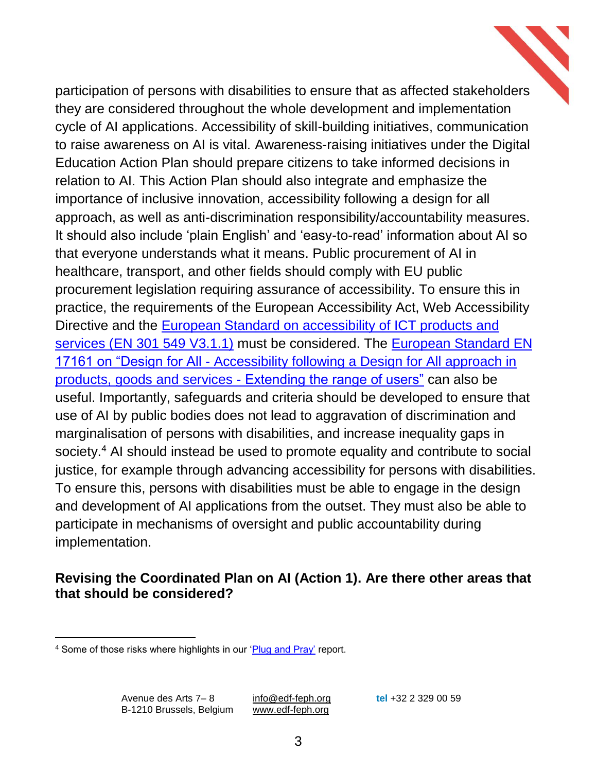participation of persons with disabilities to ensure that as affected stakeholders they are considered throughout the whole development and implementation cycle of AI applications. Accessibility of skill-building initiatives, communication to raise awareness on AI is vital. Awareness-raising initiatives under the Digital Education Action Plan should prepare citizens to take informed decisions in relation to AI. This Action Plan should also integrate and emphasize the importance of inclusive innovation, accessibility following a design for all approach, as well as anti-discrimination responsibility/accountability measures. It should also include 'plain English' and 'easy-to-read' information about AI so that everyone understands what it means. Public procurement of AI in healthcare, transport, and other fields should comply with EU public procurement legislation requiring assurance of accessibility. To ensure this in practice, the requirements of the European Accessibility Act, Web Accessibility Directive and the European Standard on accessibility of ICT products and services (EN 301 549 V3.1.1) must be considered. The European Standard EN 17161 on "Design for All - Accessibility following a Design for All approach in products, goods and services - Extending the range of users" can also be useful. Importantly, safeguards and criteria should be developed to ensure that use of AI by public bodies does not lead to aggravation of discrimination and marginalisation of persons with disabilities, and increase inequality gaps in society.[4] AI should instead be used to promote equality and contribute to social justice, for example through advancing accessibility for persons with disabilities. To ensure this, persons with disabilities must be able to engage in the design and development of AI applications from the outset. They must also be able to participate in mechanisms of oversight and public accountability during implementation.

**Revising the Coordinated Plan on AI (Action 1). Are there other areas that that should be considered?**

[4] Some of those risks where highlights in our 'Plug and Pray' report.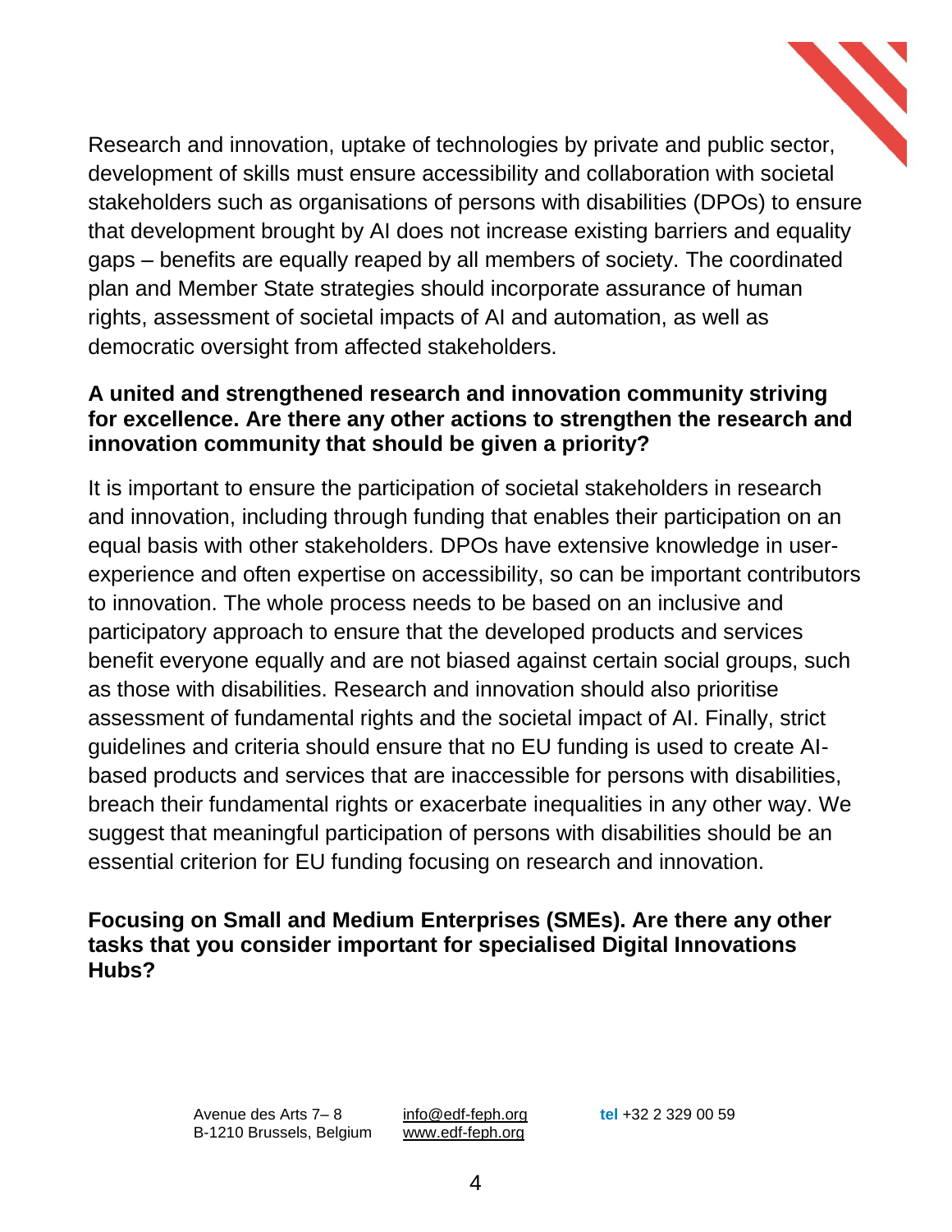Research and innovation, uptake of technologies by private and public sector, development of skills must ensure accessibility and collaboration with societal stakeholders such as organisations of persons with disabilities (DPOs) to ensure that development brought by AI does not increase existing barriers and equality gaps – benefits are equally reaped by all members of society. The coordinated plan and Member State strategies should incorporate assurance of human rights, assessment of societal impacts of AI and automation, as well as democratic oversight from affected stakeholders.

**A united and strengthened research and innovation community striving for excellence. Are there any other actions to strengthen the research and innovation community that should be given a priority?**

It is important to ensure the participation of societal stakeholders in research and innovation, including through funding that enables their participation on an equal basis with other stakeholders. DPOs have extensive knowledge in user-experience and often expertise on accessibility, so can be important contributors to innovation. The whole process needs to be based on an inclusive and participatory approach to ensure that the developed products and services benefit everyone equally and are not biased against certain social groups, such as those with disabilities. Research and innovation should also prioritise assessment of fundamental rights and the societal impact of AI. Finally, strict guidelines and criteria should ensure that no EU funding is used to create AI-based products and services that are inaccessible for persons with disabilities, breach their fundamental rights or exacerbate inequalities in any other way. We suggest that meaningful participation of persons with disabilities should be an essential criterion for EU funding focusing on research and innovation.

**Focusing on Small and Medium Enterprises (SMEs). Are there any other tasks that you consider important for specialised Digital Innovations Hubs?**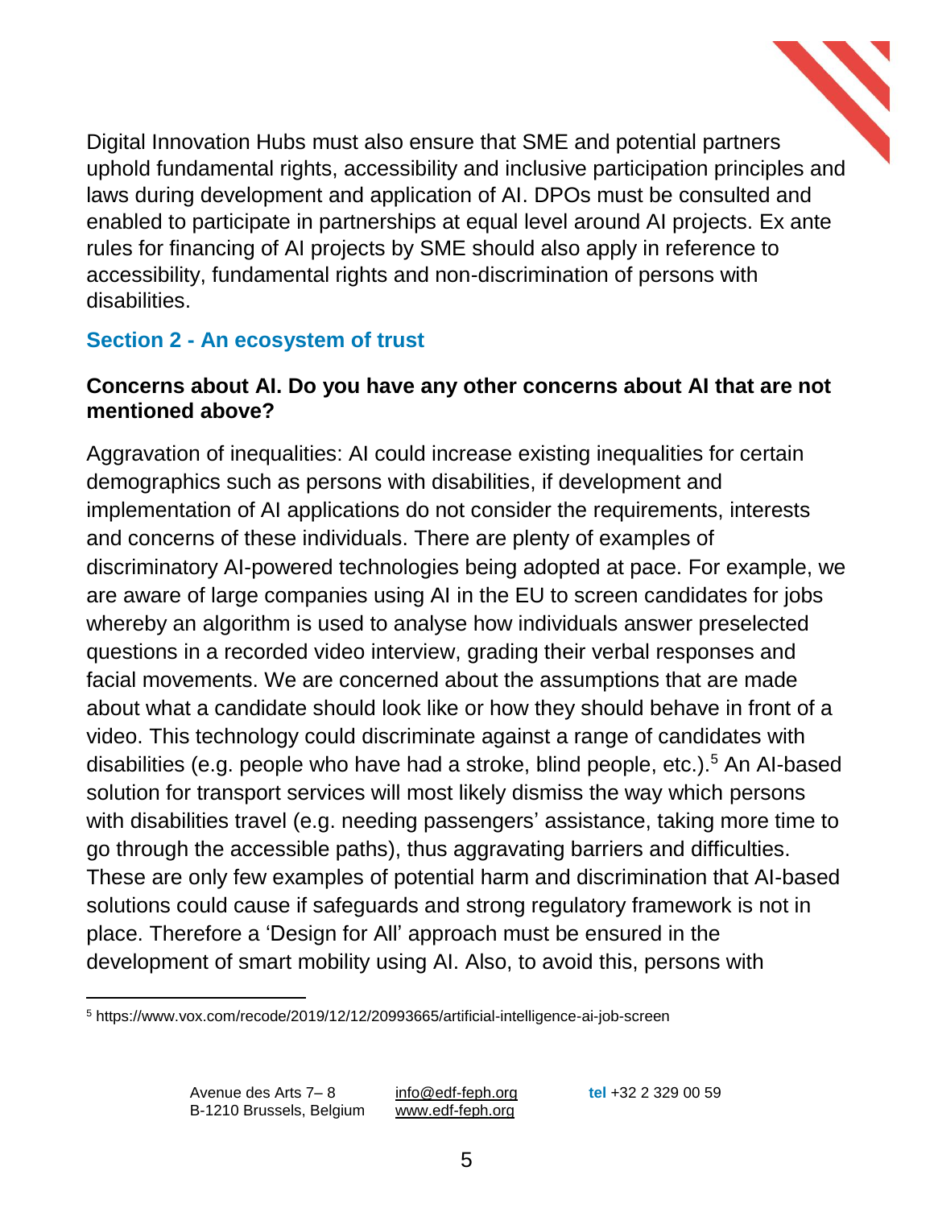Digital Innovation Hubs must also ensure that SME and potential partners uphold fundamental rights, accessibility and inclusive participation principles and laws during development and application of AI. DPOs must be consulted and enabled to participate in partnerships at equal level around AI projects. Ex ante rules for financing of AI projects by SME should also apply in reference to accessibility, fundamental rights and non-discrimination of persons with disabilities.

## Section 2 - An ecosystem of trust

### Concerns about AI. Do you have any other concerns about AI that are not mentioned above?

Aggravation of inequalities: AI could increase existing inequalities for certain demographics such as persons with disabilities, if development and implementation of AI applications do not consider the requirements, interests and concerns of these individuals. There are plenty of examples of discriminatory AI-powered technologies being adopted at pace. For example, we are aware of large companies using AI in the EU to screen candidates for jobs whereby an algorithm is used to analyse how individuals answer preselected questions in a recorded video interview, grading their verbal responses and facial movements. We are concerned about the assumptions that are made about what a candidate should look like or how they should behave in front of a video. This technology could discriminate against a range of candidates with disabilities (e.g. people who have had a stroke, blind people, etc.).[5] An AI-based solution for transport services will most likely dismiss the way which persons with disabilities travel (e.g. needing passengers' assistance, taking more time to go through the accessible paths), thus aggravating barriers and difficulties. These are only few examples of potential harm and discrimination that AI-based solutions could cause if safeguards and strong regulatory framework is not in place. Therefore a 'Design for All' approach must be ensured in the development of smart mobility using AI. Also, to avoid this, persons with

[5] https://www.vox.com/recode/2019/12/12/20993665/artificial-intelligence-ai-job-screen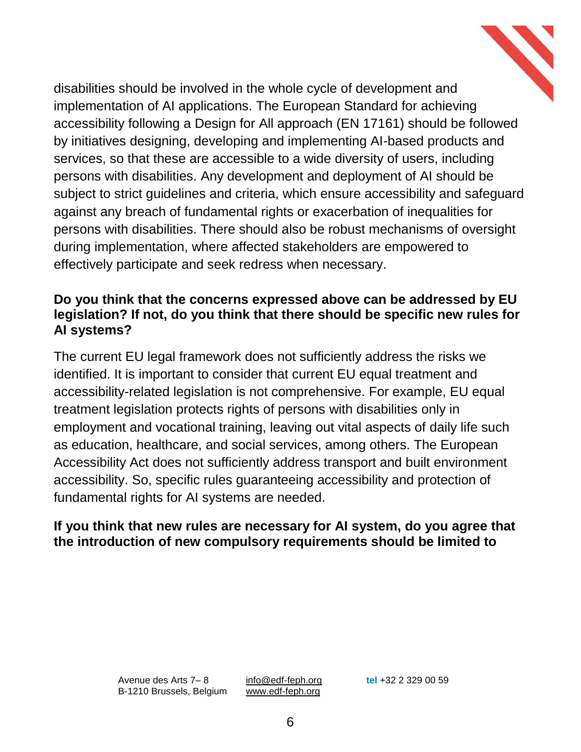disabilities should be involved in the whole cycle of development and implementation of AI applications. The European Standard for achieving accessibility following a Design for All approach (EN 17161) should be followed by initiatives designing, developing and implementing AI-based products and services, so that these are accessible to a wide diversity of users, including persons with disabilities. Any development and deployment of AI should be subject to strict guidelines and criteria, which ensure accessibility and safeguard against any breach of fundamental rights or exacerbation of inequalities for persons with disabilities. There should also be robust mechanisms of oversight during implementation, where affected stakeholders are empowered to effectively participate and seek redress when necessary.

**Do you think that the concerns expressed above can be addressed by EU legislation? If not, do you think that there should be specific new rules for AI systems?**

The current EU legal framework does not sufficiently address the risks we identified. It is important to consider that current EU equal treatment and accessibility-related legislation is not comprehensive. For example, EU equal treatment legislation protects rights of persons with disabilities only in employment and vocational training, leaving out vital aspects of daily life such as education, healthcare, and social services, among others. The European Accessibility Act does not sufficiently address transport and built environment accessibility. So, specific rules guaranteeing accessibility and protection of fundamental rights for AI systems are needed.

**If you think that new rules are necessary for AI system, do you agree that the introduction of new compulsory requirements should be limited to**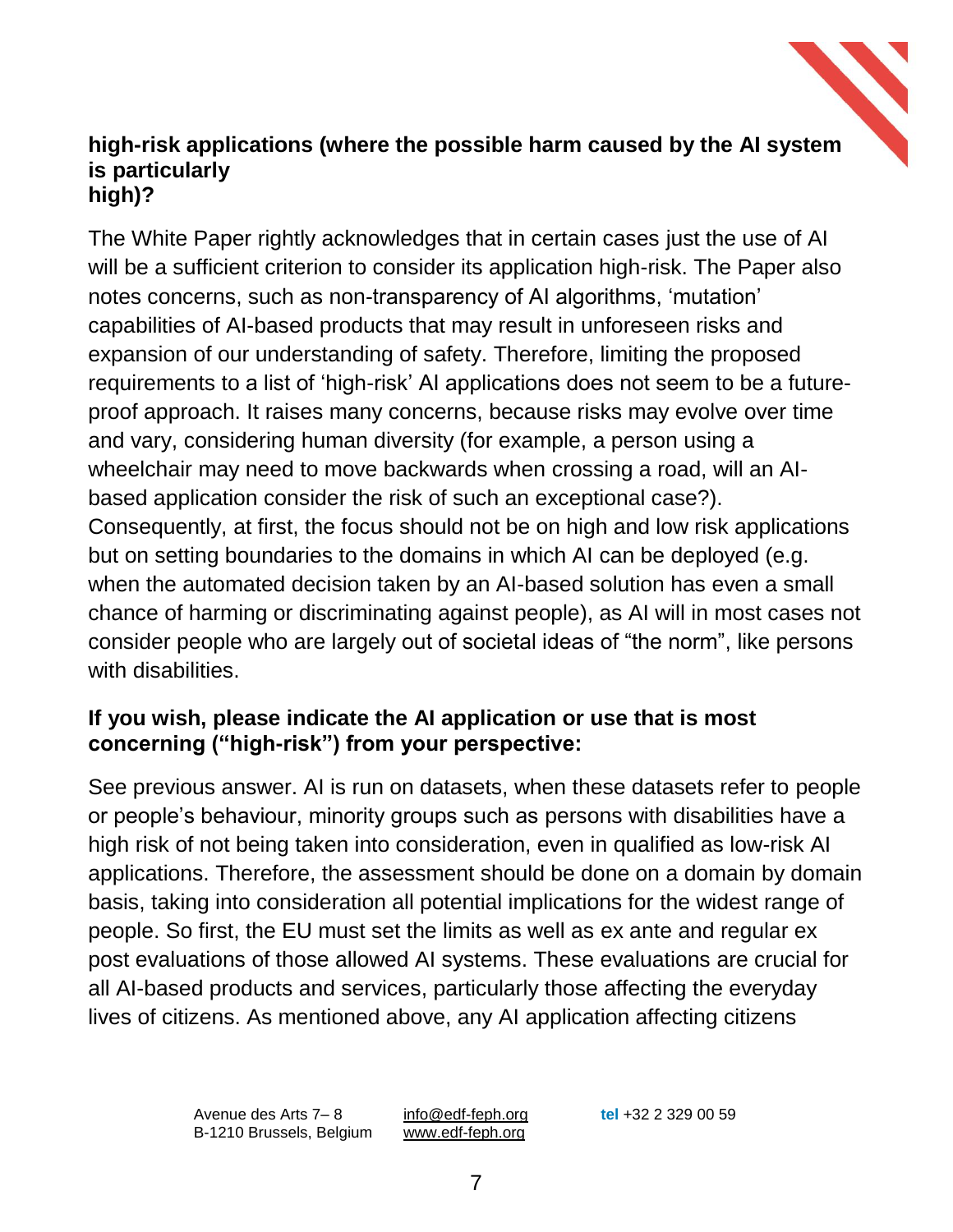**high-risk applications (where the possible harm caused by the AI system is particularly high)?**

The White Paper rightly acknowledges that in certain cases just the use of AI will be a sufficient criterion to consider its application high-risk. The Paper also notes concerns, such as non-transparency of AI algorithms, 'mutation' capabilities of AI-based products that may result in unforeseen risks and expansion of our understanding of safety. Therefore, limiting the proposed requirements to a list of 'high-risk' AI applications does not seem to be a future-proof approach. It raises many concerns, because risks may evolve over time and vary, considering human diversity (for example, a person using a wheelchair may need to move backwards when crossing a road, will an AI-based application consider the risk of such an exceptional case?). Consequently, at first, the focus should not be on high and low risk applications but on setting boundaries to the domains in which AI can be deployed (e.g. when the automated decision taken by an AI-based solution has even a small chance of harming or discriminating against people), as AI will in most cases not consider people who are largely out of societal ideas of "the norm", like persons with disabilities.

**If you wish, please indicate the AI application or use that is most concerning ("high-risk") from your perspective:**

See previous answer. AI is run on datasets, when these datasets refer to people or people's behaviour, minority groups such as persons with disabilities have a high risk of not being taken into consideration, even in qualified as low-risk AI applications. Therefore, the assessment should be done on a domain by domain basis, taking into consideration all potential implications for the widest range of people. So first, the EU must set the limits as well as ex ante and regular ex post evaluations of those allowed AI systems. These evaluations are crucial for all AI-based products and services, particularly those affecting the everyday lives of citizens. As mentioned above, any AI application affecting citizens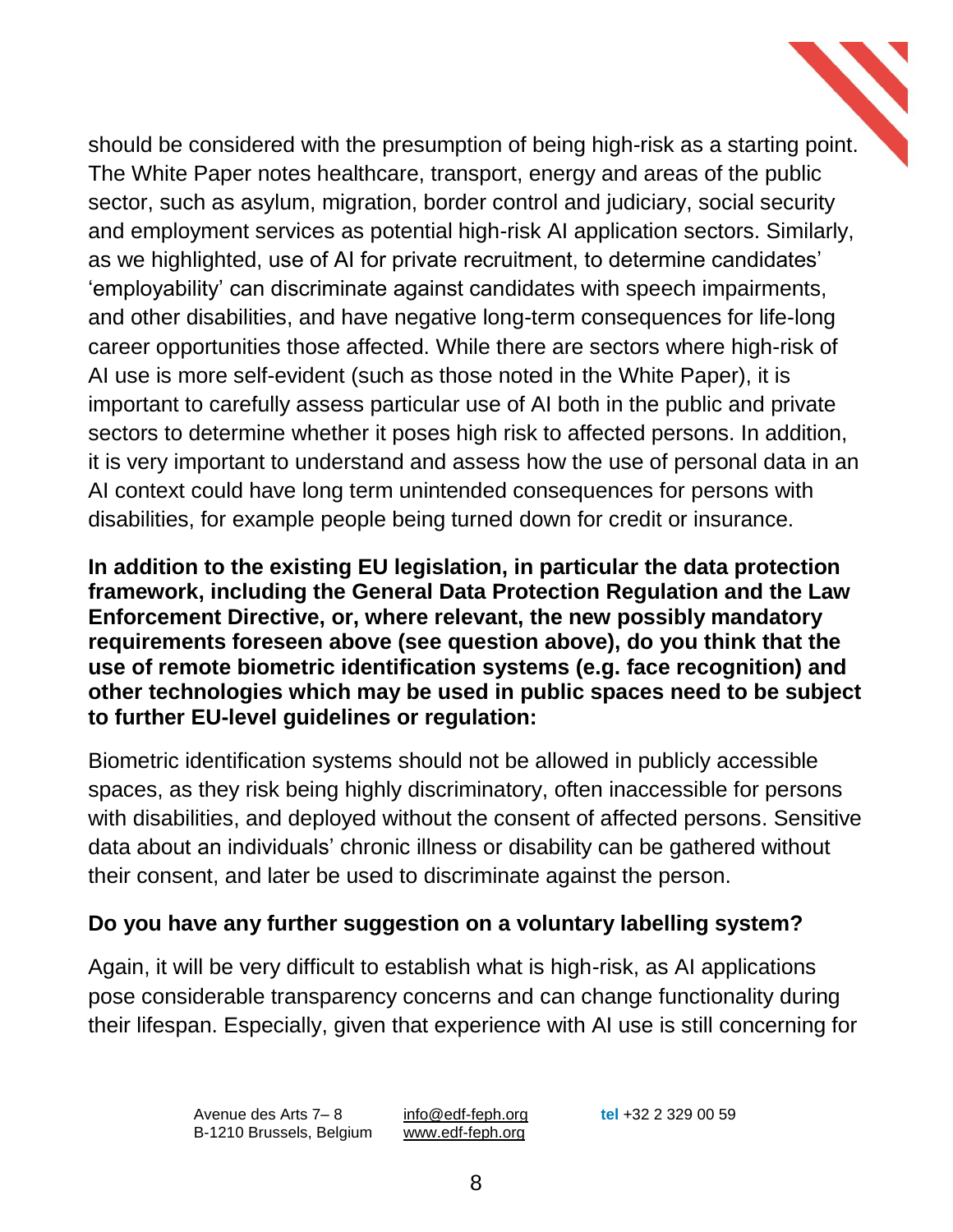should be considered with the presumption of being high-risk as a starting point. The White Paper notes healthcare, transport, energy and areas of the public sector, such as asylum, migration, border control and judiciary, social security and employment services as potential high-risk AI application sectors. Similarly, as we highlighted, use of AI for private recruitment, to determine candidates' 'employability' can discriminate against candidates with speech impairments, and other disabilities, and have negative long-term consequences for life-long career opportunities those affected. While there are sectors where high-risk of AI use is more self-evident (such as those noted in the White Paper), it is important to carefully assess particular use of AI both in the public and private sectors to determine whether it poses high risk to affected persons. In addition, it is very important to understand and assess how the use of personal data in an AI context could have long term unintended consequences for persons with disabilities, for example people being turned down for credit or insurance.

**In addition to the existing EU legislation, in particular the data protection framework, including the General Data Protection Regulation and the Law Enforcement Directive, or, where relevant, the new possibly mandatory requirements foreseen above (see question above), do you think that the use of remote biometric identification systems (e.g. face recognition) and other technologies which may be used in public spaces need to be subject to further EU-level guidelines or regulation:**

Biometric identification systems should not be allowed in publicly accessible spaces, as they risk being highly discriminatory, often inaccessible for persons with disabilities, and deployed without the consent of affected persons. Sensitive data about an individuals' chronic illness or disability can be gathered without their consent, and later be used to discriminate against the person.

**Do you have any further suggestion on a voluntary labelling system?**

Again, it will be very difficult to establish what is high-risk, as AI applications pose considerable transparency concerns and can change functionality during their lifespan. Especially, given that experience with AI use is still concerning for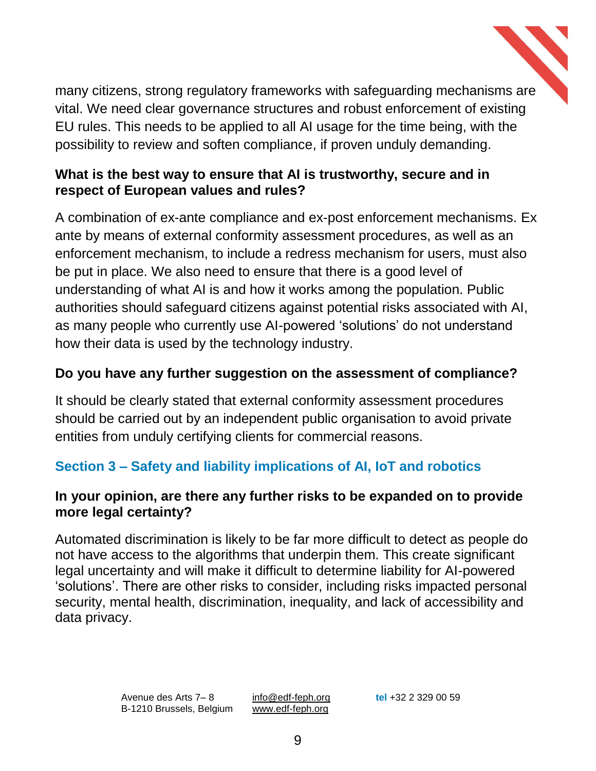many citizens, strong regulatory frameworks with safeguarding mechanisms are vital. We need clear governance structures and robust enforcement of existing EU rules. This needs to be applied to all AI usage for the time being, with the possibility to review and soften compliance, if proven unduly demanding.

**What is the best way to ensure that AI is trustworthy, secure and in respect of European values and rules?**

A combination of ex-ante compliance and ex-post enforcement mechanisms. Ex ante by means of external conformity assessment procedures, as well as an enforcement mechanism, to include a redress mechanism for users, must also be put in place. We also need to ensure that there is a good level of understanding of what AI is and how it works among the population. Public authorities should safeguard citizens against potential risks associated with AI, as many people who currently use AI-powered 'solutions' do not understand how their data is used by the technology industry.

**Do you have any further suggestion on the assessment of compliance?**

It should be clearly stated that external conformity assessment procedures should be carried out by an independent public organisation to avoid private entities from unduly certifying clients for commercial reasons.

## Section 3 – Safety and liability implications of AI, IoT and robotics

**In your opinion, are there any further risks to be expanded on to provide more legal certainty?**

Automated discrimination is likely to be far more difficult to detect as people do not have access to the algorithms that underpin them. This create significant legal uncertainty and will make it difficult to determine liability for AI-powered 'solutions'. There are other risks to consider, including risks impacted personal security, mental health, discrimination, inequality, and lack of accessibility and data privacy.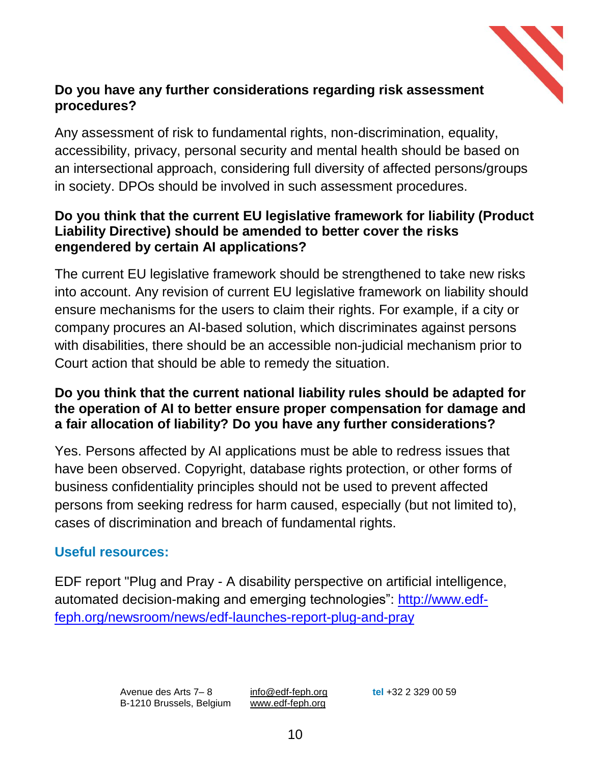**Do you have any further considerations regarding risk assessment procedures?**

Any assessment of risk to fundamental rights, non-discrimination, equality, accessibility, privacy, personal security and mental health should be based on an intersectional approach, considering full diversity of affected persons/groups in society. DPOs should be involved in such assessment procedures.

**Do you think that the current EU legislative framework for liability (Product Liability Directive) should be amended to better cover the risks engendered by certain AI applications?**

The current EU legislative framework should be strengthened to take new risks into account. Any revision of current EU legislative framework on liability should ensure mechanisms for the users to claim their rights. For example, if a city or company procures an AI-based solution, which discriminates against persons with disabilities, there should be an accessible non-judicial mechanism prior to Court action that should be able to remedy the situation.

**Do you think that the current national liability rules should be adapted for the operation of AI to better ensure proper compensation for damage and a fair allocation of liability? Do you have any further considerations?**

Yes. Persons affected by AI applications must be able to redress issues that have been observed. Copyright, database rights protection, or other forms of business confidentiality principles should not be used to prevent affected persons from seeking redress for harm caused, especially (but not limited to), cases of discrimination and breach of fundamental rights.

## Useful resources:

EDF report "Plug and Pray - A disability perspective on artificial intelligence, automated decision-making and emerging technologies": [http://www.edf-feph.org/newsroom/news/edf-launches-report-plug-and-pray](http://www.edf-feph.org/newsroom/news/edf-launches-report-plug-and-pray)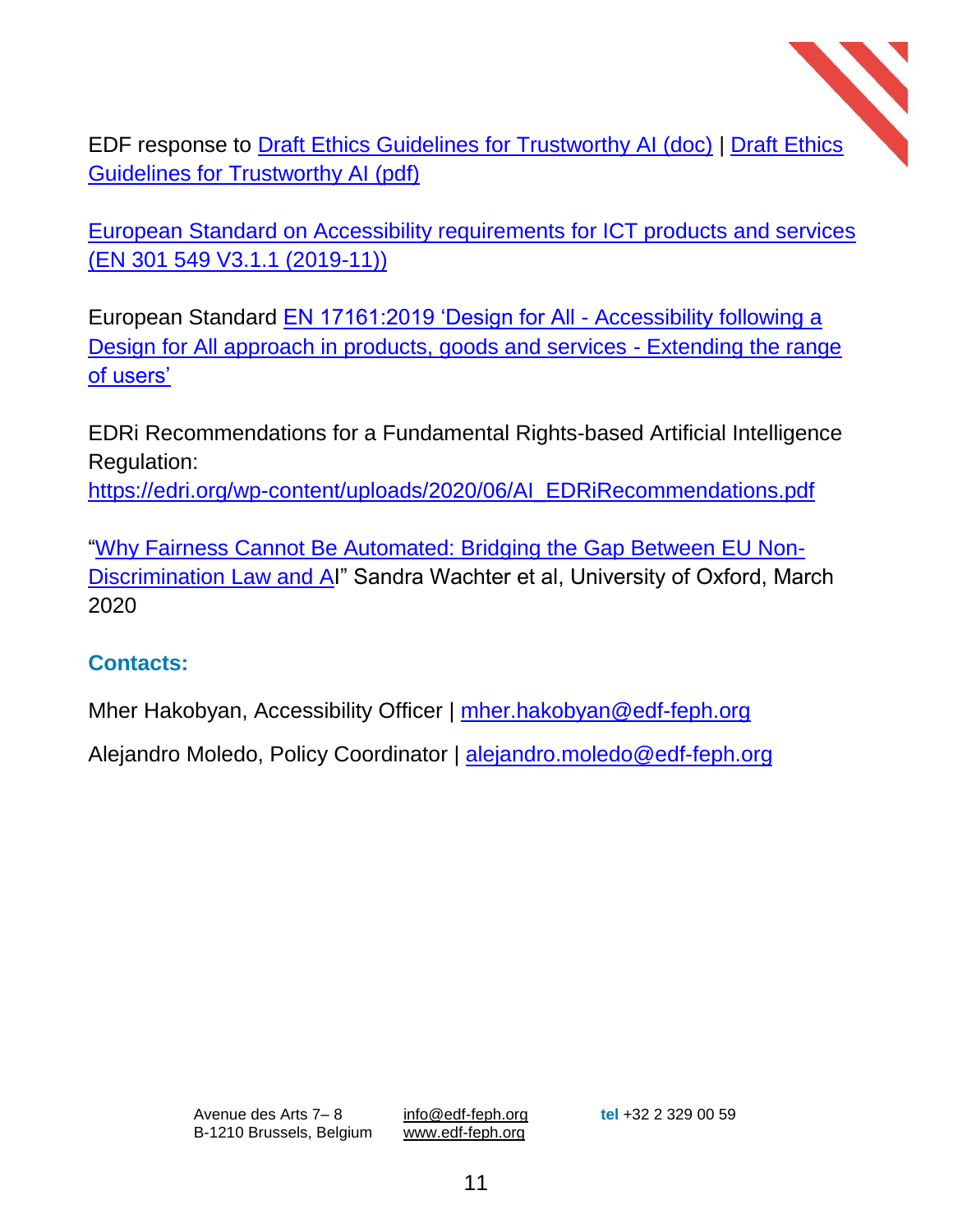EDF response to Draft Ethics Guidelines for Trustworthy AI (doc) | Draft Ethics Guidelines for Trustworthy AI (pdf)

European Standard on Accessibility requirements for ICT products and services (EN 301 549 V3.1.1 (2019-11))

European Standard EN 17161:2019 'Design for All - Accessibility following a Design for All approach in products, goods and services - Extending the range of users'

EDRi Recommendations for a Fundamental Rights-based Artificial Intelligence Regulation: https://edri.org/wp-content/uploads/2020/06/AI_EDRiRecommendations.pdf

"Why Fairness Cannot Be Automated: Bridging the Gap Between EU Non-Discrimination Law and AI" Sandra Wachter et al, University of Oxford, March 2020

### Contacts:

Mher Hakobyan, Accessibility Officer | mher.hakobyan@edf-feph.org

Alejandro Moledo, Policy Coordinator | alejandro.moledo@edf-feph.org

Avenue des Arts 7– 8
B-1210 Brussels, Belgium

info@edf-feph.org
www.edf-feph.org

**tel** +32 2 329 00 59